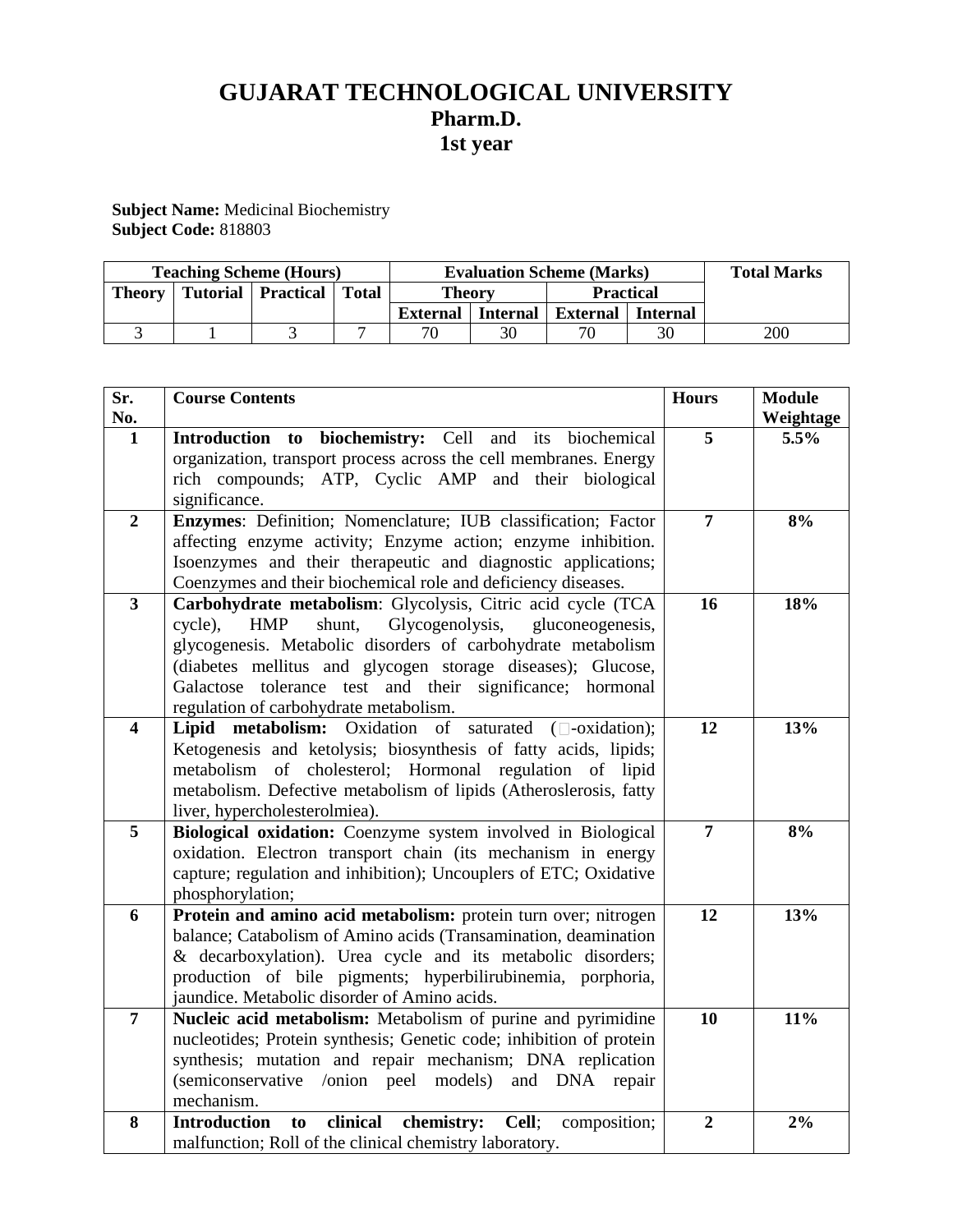# GUJARAT TECHNOLOGICAL UNIVERSITY

## Pharm.D.

## 1st year

**Subject Name:** Medicinal Biochemistry
**Subject Code:** 818803

| Teaching Scheme (Hours) | | | | Evaluation Scheme (Marks) | | | | Total Marks |
|---|---|---|---|---|---|---|---|---|
| Theory | Tutorial | Practical | Total | Theory | | Practical | | |
| | | | | External | Internal | External | Internal | |
| 3 | 1 | 3 | 7 | 70 | 30 | 70 | 30 | 200 |

| Sr. No. | Course Contents | Hours | Module Weightage |
|---|---|---|---|
| **1** | **Introduction to biochemistry:** Cell and its biochemical organization, transport process across the cell membranes. Energy rich compounds; ATP, Cyclic AMP and their biological significance. | **5** | **5.5%** |
| **2** | **Enzymes**: Definition; Nomenclature; IUB classification; Factor affecting enzyme activity; Enzyme action; enzyme inhibition. Isoenzymes and their therapeutic and diagnostic applications; Coenzymes and their biochemical role and deficiency diseases. | **7** | **8%** |
| **3** | **Carbohydrate metabolism**: Glycolysis, Citric acid cycle (TCA cycle), HMP shunt, Glycogenolysis, gluconeogenesis, glycogenesis. Metabolic disorders of carbohydrate metabolism (diabetes mellitus and glycogen storage diseases); Glucose, Galactose tolerance test and their significance; hormonal regulation of carbohydrate metabolism. | **16** | **18%** |
| **4** | **Lipid metabolism:** Oxidation of saturated (□-oxidation); Ketogenesis and ketolysis; biosynthesis of fatty acids, lipids; metabolism of cholesterol; Hormonal regulation of lipid metabolism. Defective metabolism of lipids (Atheroslerosis, fatty liver, hypercholesterolmiea). | **12** | **13%** |
| **5** | **Biological oxidation:** Coenzyme system involved in Biological oxidation. Electron transport chain (its mechanism in energy capture; regulation and inhibition); Uncouplers of ETC; Oxidative phosphorylation; | **7** | **8%** |
| **6** | **Protein and amino acid metabolism:** protein turn over; nitrogen balance; Catabolism of Amino acids (Transamination, deamination & decarboxylation). Urea cycle and its metabolic disorders; production of bile pigments; hyperbilirubinemia, porphoria, jaundice. Metabolic disorder of Amino acids. | **12** | **13%** |
| **7** | **Nucleic acid metabolism:** Metabolism of purine and pyrimidine nucleotides; Protein synthesis; Genetic code; inhibition of protein synthesis; mutation and repair mechanism; DNA replication (semiconservative /onion peel models) and DNA repair mechanism. | **10** | **11%** |
| **8** | **Introduction to clinical chemistry: Cell**; composition; malfunction; Roll of the clinical chemistry laboratory. | **2** | **2%** |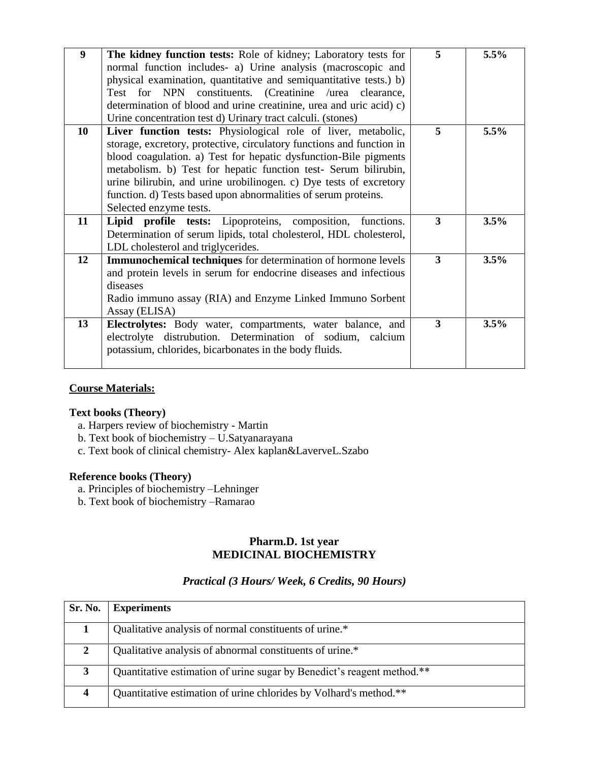| | | | |
|---|---|---|---|
| **9** | **The kidney function tests:** Role of kidney; Laboratory tests for normal function includes- a) Urine analysis (macroscopic and physical examination, quantitative and semiquantitative tests.) b) Test for NPN constituents. (Creatinine /urea clearance, determination of blood and urine creatinine, urea and uric acid) c) Urine concentration test d) Urinary tract calculi. (stones) | **5** | **5.5%** |
| **10** | **Liver function tests:** Physiological role of liver, metabolic, storage, excretory, protective, circulatory functions and function in blood coagulation. a) Test for hepatic dysfunction-Bile pigments metabolism. b) Test for hepatic function test- Serum bilirubin, urine bilirubin, and urine urobilinogen. c) Dye tests of excretory function. d) Tests based upon abnormalities of serum proteins. Selected enzyme tests. | **5** | **5.5%** |
| **11** | **Lipid profile tests:** Lipoproteins, composition, functions. Determination of serum lipids, total cholesterol, HDL cholesterol, LDL cholesterol and triglycerides. | **3** | **3.5%** |
| **12** | **Immunochemical techniques** for determination of hormone levels and protein levels in serum for endocrine diseases and infectious diseases<br>Radio immuno assay (RIA) and Enzyme Linked Immuno Sorbent Assay (ELISA) | **3** | **3.5%** |
| **13** | **Electrolytes:** Body water, compartments, water balance, and electrolyte distrubution. Determination of sodium, calcium potassium, chlorides, bicarbonates in the body fluids. | **3** | **3.5%** |

**Course Materials:**

**Text books (Theory)**

a. Harpers review of biochemistry - Martin
b. Text book of biochemistry – U.Satyanarayana
c. Text book of clinical chemistry- Alex kaplan&LaverveL.Szabo

**Reference books (Theory)**

a. Principles of biochemistry –Lehninger
b. Text book of biochemistry –Ramarao

## Pharm.D. 1st year
## MEDICINAL BIOCHEMISTRY

### *Practical (3 Hours/ Week, 6 Credits, 90 Hours)*

| Sr. No. | Experiments |
|---|---|
| **1** | Qualitative analysis of normal constituents of urine.* |
| **2** | Qualitative analysis of abnormal constituents of urine.* |
| **3** | Quantitative estimation of urine sugar by Benedict's reagent method.** |
| **4** | Quantitative estimation of urine chlorides by Volhard's method.** |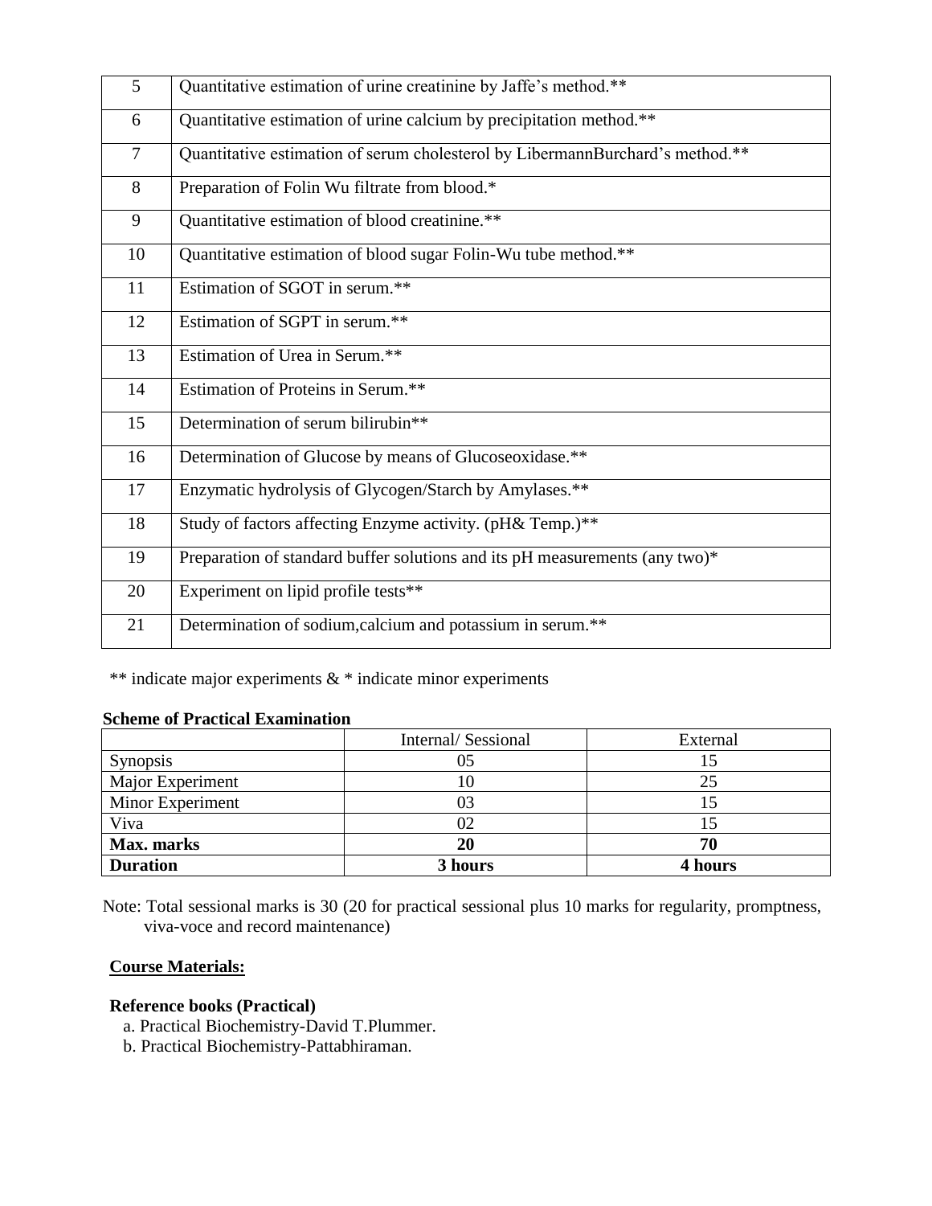| | |
|---|---|
| 5 | Quantitative estimation of urine creatinine by Jaffe's method.** |
| 6 | Quantitative estimation of urine calcium by precipitation method.** |
| 7 | Quantitative estimation of serum cholesterol by LibermannBurchard's method.** |
| 8 | Preparation of Folin Wu filtrate from blood.* |
| 9 | Quantitative estimation of blood creatinine.** |
| 10 | Quantitative estimation of blood sugar Folin-Wu tube method.** |
| 11 | Estimation of SGOT in serum.** |
| 12 | Estimation of SGPT in serum.** |
| 13 | Estimation of Urea in Serum.** |
| 14 | Estimation of Proteins in Serum.** |
| 15 | Determination of serum bilirubin** |
| 16 | Determination of Glucose by means of Glucoseoxidase.** |
| 17 | Enzymatic hydrolysis of Glycogen/Starch by Amylases.** |
| 18 | Study of factors affecting Enzyme activity. (pH& Temp.)** |
| 19 | Preparation of standard buffer solutions and its pH measurements (any two)* |
| 20 | Experiment on lipid profile tests** |
| 21 | Determination of sodium,calcium and potassium in serum.** |

** indicate major experiments & * indicate minor experiments

**Scheme of Practical Examination**

| | Internal/ Sessional | External |
|---|---|---|
| Synopsis | 05 | 15 |
| Major Experiment | 10 | 25 |
| Minor Experiment | 03 | 15 |
| Viva | 02 | 15 |
| **Max. marks** | **20** | **70** |
| **Duration** | **3 hours** | **4 hours** |

Note: Total sessional marks is 30 (20 for practical sessional plus 10 marks for regularity, promptness, viva-voce and record maintenance)

**Course Materials:**

**Reference books (Practical)**

a. Practical Biochemistry-David T.Plummer.
b. Practical Biochemistry-Pattabhiraman.